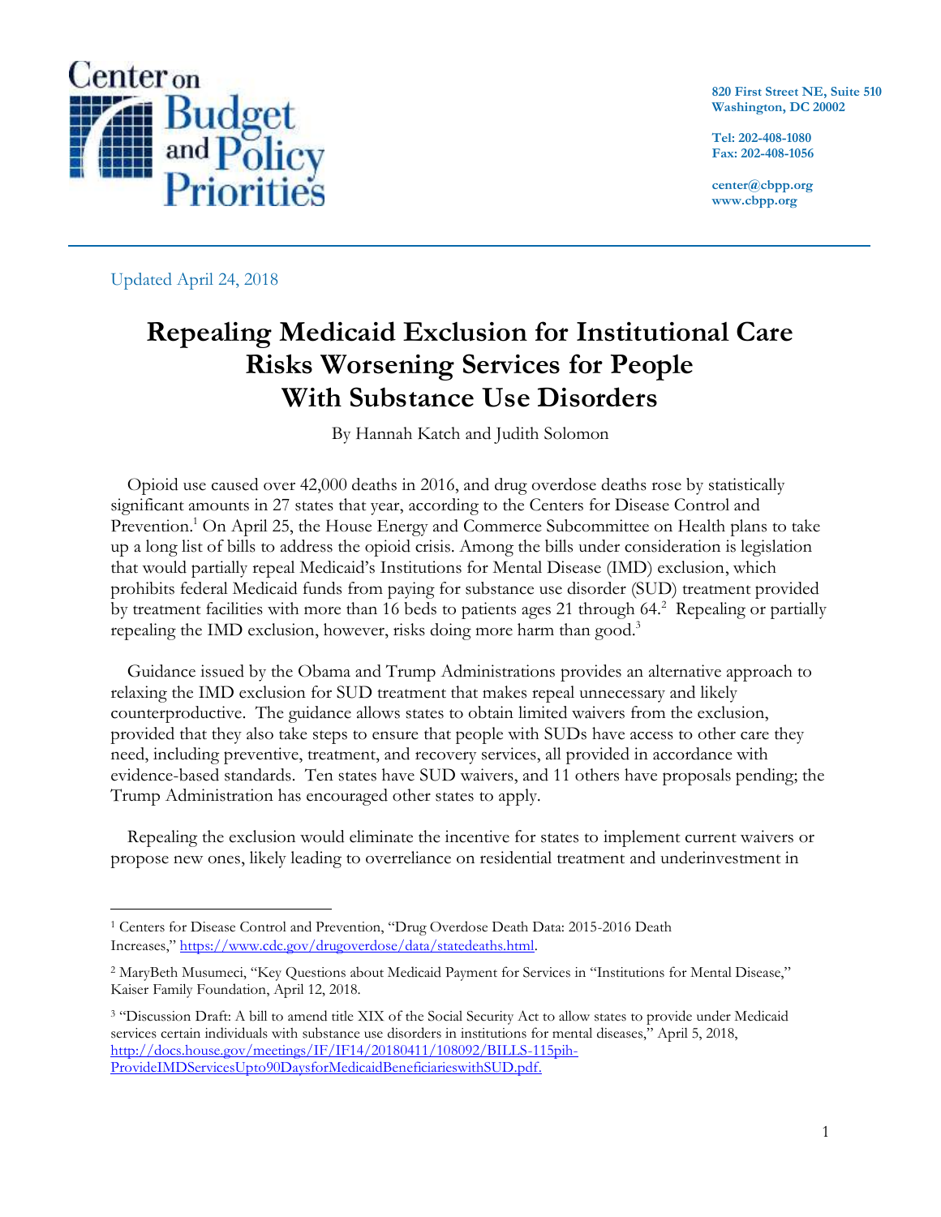Center on Budget and Policy Priorities

820 First Street NE, Suite 510
Washington, DC 20002

Tel: 202-408-1080
Fax: 202-408-1056

center@cbpp.org
www.cbpp.org

Updated April 24, 2018

# Repealing Medicaid Exclusion for Institutional Care Risks Worsening Services for People With Substance Use Disorders

By Hannah Katch and Judith Solomon

Opioid use caused over 42,000 deaths in 2016, and drug overdose deaths rose by statistically significant amounts in 27 states that year, according to the Centers for Disease Control and Prevention.[1] On April 25, the House Energy and Commerce Subcommittee on Health plans to take up a long list of bills to address the opioid crisis. Among the bills under consideration is legislation that would partially repeal Medicaid's Institutions for Mental Disease (IMD) exclusion, which prohibits federal Medicaid funds from paying for substance use disorder (SUD) treatment provided by treatment facilities with more than 16 beds to patients ages 21 through 64.[2] Repealing or partially repealing the IMD exclusion, however, risks doing more harm than good.[3]

Guidance issued by the Obama and Trump Administrations provides an alternative approach to relaxing the IMD exclusion for SUD treatment that makes repeal unnecessary and likely counterproductive. The guidance allows states to obtain limited waivers from the exclusion, provided that they also take steps to ensure that people with SUDs have access to other care they need, including preventive, treatment, and recovery services, all provided in accordance with evidence-based standards. Ten states have SUD waivers, and 11 others have proposals pending; the Trump Administration has encouraged other states to apply.

Repealing the exclusion would eliminate the incentive for states to implement current waivers or propose new ones, likely leading to overreliance on residential treatment and underinvestment in

[1] Centers for Disease Control and Prevention, "Drug Overdose Death Data: 2015-2016 Death Increases," https://www.cdc.gov/drugoverdose/data/statedeaths.html.

[2] MaryBeth Musumeci, "Key Questions about Medicaid Payment for Services in "Institutions for Mental Disease," Kaiser Family Foundation, April 12, 2018.

[3] "Discussion Draft: A bill to amend title XIX of the Social Security Act to allow states to provide under Medicaid services certain individuals with substance use disorders in institutions for mental diseases," April 5, 2018, http://docs.house.gov/meetings/IF/IF14/20180411/108092/BILLS-115pih-ProvideIMDServicesUpto90DaysforMedicaidBeneficiarieswithSUD.pdf.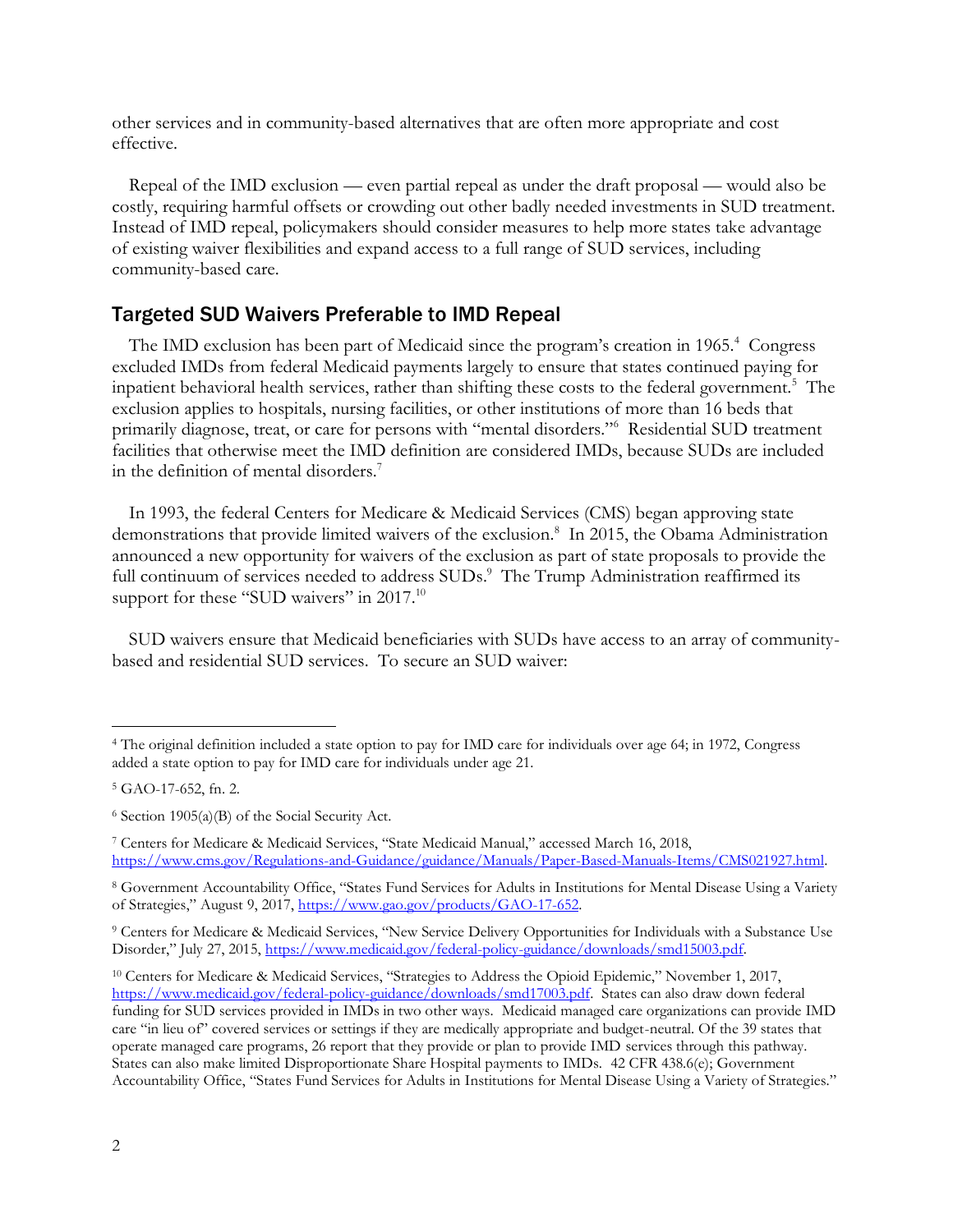other services and in community-based alternatives that are often more appropriate and cost effective.

Repeal of the IMD exclusion — even partial repeal as under the draft proposal — would also be costly, requiring harmful offsets or crowding out other badly needed investments in SUD treatment. Instead of IMD repeal, policymakers should consider measures to help more states take advantage of existing waiver flexibilities and expand access to a full range of SUD services, including community-based care.

## Targeted SUD Waivers Preferable to IMD Repeal

The IMD exclusion has been part of Medicaid since the program's creation in 1965.[4] Congress excluded IMDs from federal Medicaid payments largely to ensure that states continued paying for inpatient behavioral health services, rather than shifting these costs to the federal government.[5] The exclusion applies to hospitals, nursing facilities, or other institutions of more than 16 beds that primarily diagnose, treat, or care for persons with "mental disorders."[6] Residential SUD treatment facilities that otherwise meet the IMD definition are considered IMDs, because SUDs are included in the definition of mental disorders.[7]

In 1993, the federal Centers for Medicare & Medicaid Services (CMS) began approving state demonstrations that provide limited waivers of the exclusion.[8] In 2015, the Obama Administration announced a new opportunity for waivers of the exclusion as part of state proposals to provide the full continuum of services needed to address SUDs.[9] The Trump Administration reaffirmed its support for these "SUD waivers" in 2017.[10]

SUD waivers ensure that Medicaid beneficiaries with SUDs have access to an array of community-based and residential SUD services. To secure an SUD waiver:

---

[4] The original definition included a state option to pay for IMD care for individuals over age 64; in 1972, Congress added a state option to pay for IMD care for individuals under age 21.

[5] GAO-17-652, fn. 2.

[6] Section 1905(a)(B) of the Social Security Act.

[7] Centers for Medicare & Medicaid Services, "State Medicaid Manual," accessed March 16, 2018, https://www.cms.gov/Regulations-and-Guidance/guidance/Manuals/Paper-Based-Manuals-Items/CMS021927.html.

[8] Government Accountability Office, "States Fund Services for Adults in Institutions for Mental Disease Using a Variety of Strategies," August 9, 2017, https://www.gao.gov/products/GAO-17-652.

[9] Centers for Medicare & Medicaid Services, "New Service Delivery Opportunities for Individuals with a Substance Use Disorder," July 27, 2015, https://www.medicaid.gov/federal-policy-guidance/downloads/smd15003.pdf.

[10] Centers for Medicare & Medicaid Services, "Strategies to Address the Opioid Epidemic," November 1, 2017, https://www.medicaid.gov/federal-policy-guidance/downloads/smd17003.pdf. States can also draw down federal funding for SUD services provided in IMDs in two other ways. Medicaid managed care organizations can provide IMD care "in lieu of" covered services or settings if they are medically appropriate and budget-neutral. Of the 39 states that operate managed care programs, 26 report that they provide or plan to provide IMD services through this pathway. States can also make limited Disproportionate Share Hospital payments to IMDs. 42 CFR 438.6(e); Government Accountability Office, "States Fund Services for Adults in Institutions for Mental Disease Using a Variety of Strategies."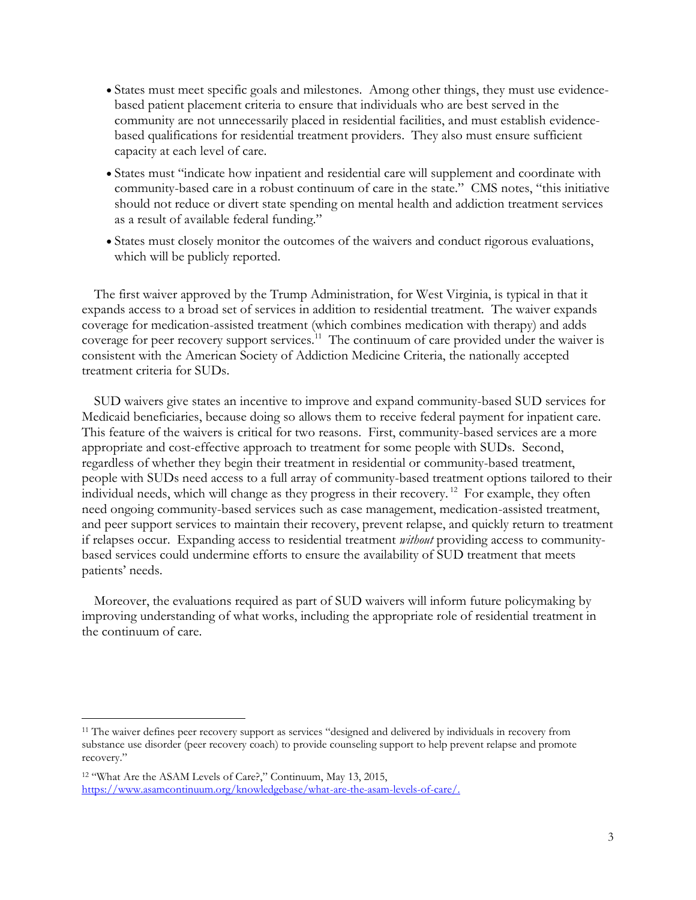- States must meet specific goals and milestones. Among other things, they must use evidence-based patient placement criteria to ensure that individuals who are best served in the community are not unnecessarily placed in residential facilities, and must establish evidence-based qualifications for residential treatment providers. They also must ensure sufficient capacity at each level of care.
- States must "indicate how inpatient and residential care will supplement and coordinate with community-based care in a robust continuum of care in the state." CMS notes, "this initiative should not reduce or divert state spending on mental health and addiction treatment services as a result of available federal funding."
- States must closely monitor the outcomes of the waivers and conduct rigorous evaluations, which will be publicly reported.

The first waiver approved by the Trump Administration, for West Virginia, is typical in that it expands access to a broad set of services in addition to residential treatment. The waiver expands coverage for medication-assisted treatment (which combines medication with therapy) and adds coverage for peer recovery support services.[11] The continuum of care provided under the waiver is consistent with the American Society of Addiction Medicine Criteria, the nationally accepted treatment criteria for SUDs.

SUD waivers give states an incentive to improve and expand community-based SUD services for Medicaid beneficiaries, because doing so allows them to receive federal payment for inpatient care. This feature of the waivers is critical for two reasons. First, community-based services are a more appropriate and cost-effective approach to treatment for some people with SUDs. Second, regardless of whether they begin their treatment in residential or community-based treatment, people with SUDs need access to a full array of community-based treatment options tailored to their individual needs, which will change as they progress in their recovery.[12] For example, they often need ongoing community-based services such as case management, medication-assisted treatment, and peer support services to maintain their recovery, prevent relapse, and quickly return to treatment if relapses occur. Expanding access to residential treatment *without* providing access to community-based services could undermine efforts to ensure the availability of SUD treatment that meets patients' needs.

Moreover, the evaluations required as part of SUD waivers will inform future policymaking by improving understanding of what works, including the appropriate role of residential treatment in the continuum of care.

---

[11] The waiver defines peer recovery support as services "designed and delivered by individuals in recovery from substance use disorder (peer recovery coach) to provide counseling support to help prevent relapse and promote recovery."

[12] "What Are the ASAM Levels of Care?," Continuum, May 13, 2015, https://www.asamcontinuum.org/knowledgebase/what-are-the-asam-levels-of-care/.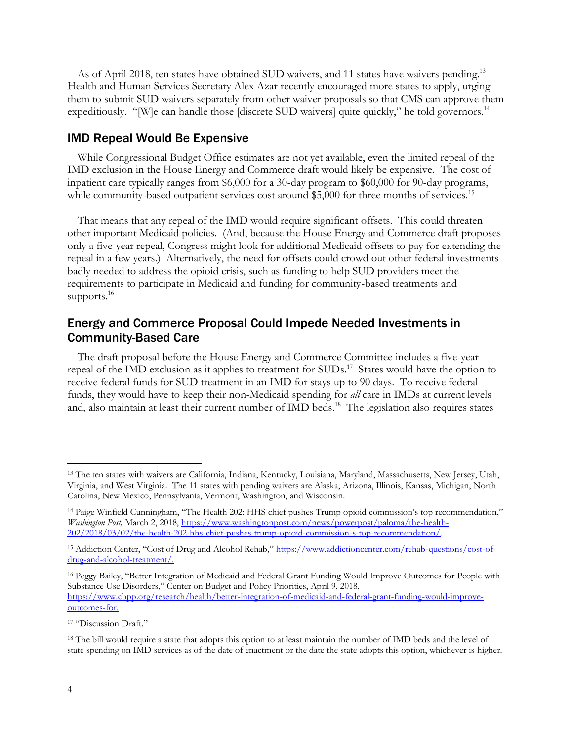As of April 2018, ten states have obtained SUD waivers, and 11 states have waivers pending.[13] Health and Human Services Secretary Alex Azar recently encouraged more states to apply, urging them to submit SUD waivers separately from other waiver proposals so that CMS can approve them expeditiously. "[W]e can handle those [discrete SUD waivers] quite quickly," he told governors.[14]

## IMD Repeal Would Be Expensive

While Congressional Budget Office estimates are not yet available, even the limited repeal of the IMD exclusion in the House Energy and Commerce draft would likely be expensive. The cost of inpatient care typically ranges from $6,000 for a 30-day program to $60,000 for 90-day programs, while community-based outpatient services cost around $5,000 for three months of services.[15]

That means that any repeal of the IMD would require significant offsets. This could threaten other important Medicaid policies. (And, because the House Energy and Commerce draft proposes only a five-year repeal, Congress might look for additional Medicaid offsets to pay for extending the repeal in a few years.) Alternatively, the need for offsets could crowd out other federal investments badly needed to address the opioid crisis, such as funding to help SUD providers meet the requirements to participate in Medicaid and funding for community-based treatments and supports.[16]

## Energy and Commerce Proposal Could Impede Needed Investments in Community-Based Care

The draft proposal before the House Energy and Commerce Committee includes a five-year repeal of the IMD exclusion as it applies to treatment for SUDs.[17] States would have the option to receive federal funds for SUD treatment in an IMD for stays up to 90 days. To receive federal funds, they would have to keep their non-Medicaid spending for *all* care in IMDs at current levels and, also maintain at least their current number of IMD beds.[18] The legislation also requires states

---

[13] The ten states with waivers are California, Indiana, Kentucky, Louisiana, Maryland, Massachusetts, New Jersey, Utah, Virginia, and West Virginia. The 11 states with pending waivers are Alaska, Arizona, Illinois, Kansas, Michigan, North Carolina, New Mexico, Pennsylvania, Vermont, Washington, and Wisconsin.

[14] Paige Winfield Cunningham, "The Health 202: HHS chief pushes Trump opioid commission's top recommendation," *Washington Post,* March 2, 2018, https://www.washingtonpost.com/news/powerpost/paloma/the-health-202/2018/03/02/the-health-202-hhs-chief-pushes-trump-opioid-commission-s-top-recommendation/.

[15] Addiction Center, "Cost of Drug and Alcohol Rehab," https://www.addictioncenter.com/rehab-questions/cost-of-drug-and-alcohol-treatment/.

[16] Peggy Bailey, "Better Integration of Medicaid and Federal Grant Funding Would Improve Outcomes for People with Substance Use Disorders," Center on Budget and Policy Priorities, April 9, 2018, https://www.cbpp.org/research/health/better-integration-of-medicaid-and-federal-grant-funding-would-improve-outcomes-for.

[17] "Discussion Draft."

[18] The bill would require a state that adopts this option to at least maintain the number of IMD beds and the level of state spending on IMD services as of the date of enactment or the date the state adopts this option, whichever is higher.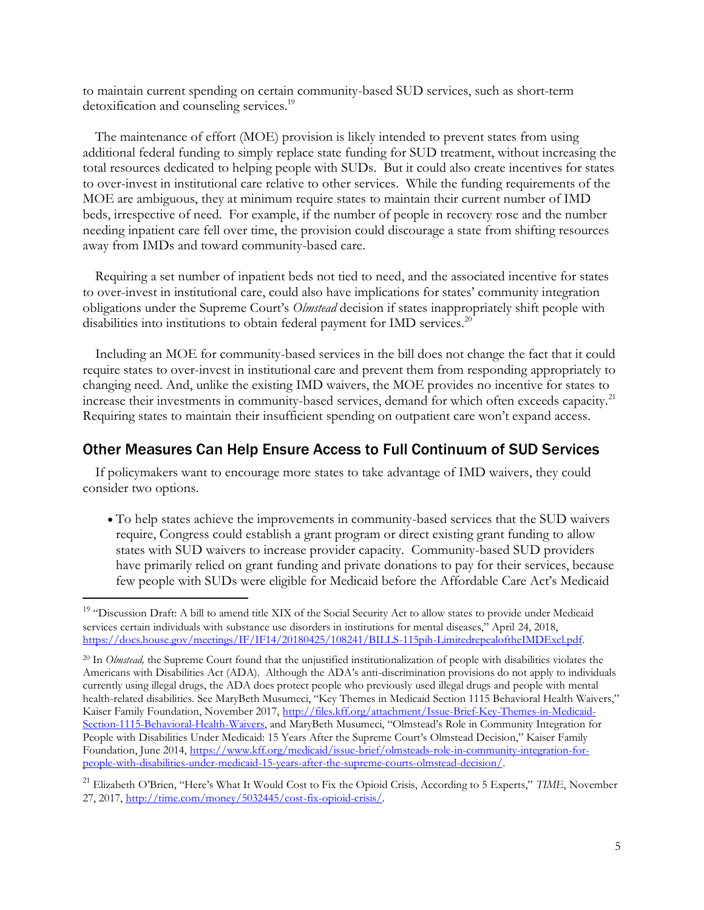to maintain current spending on certain community-based SUD services, such as short-term detoxification and counseling services.[19]

The maintenance of effort (MOE) provision is likely intended to prevent states from using additional federal funding to simply replace state funding for SUD treatment, without increasing the total resources dedicated to helping people with SUDs. But it could also create incentives for states to over-invest in institutional care relative to other services. While the funding requirements of the MOE are ambiguous, they at minimum require states to maintain their current number of IMD beds, irrespective of need. For example, if the number of people in recovery rose and the number needing inpatient care fell over time, the provision could discourage a state from shifting resources away from IMDs and toward community-based care.

Requiring a set number of inpatient beds not tied to need, and the associated incentive for states to over-invest in institutional care, could also have implications for states' community integration obligations under the Supreme Court's *Olmstead* decision if states inappropriately shift people with disabilities into institutions to obtain federal payment for IMD services.[20]

Including an MOE for community-based services in the bill does not change the fact that it could require states to over-invest in institutional care and prevent them from responding appropriately to changing need. And, unlike the existing IMD waivers, the MOE provides no incentive for states to increase their investments in community-based services, demand for which often exceeds capacity.[21] Requiring states to maintain their insufficient spending on outpatient care won't expand access.

## Other Measures Can Help Ensure Access to Full Continuum of SUD Services

If policymakers want to encourage more states to take advantage of IMD waivers, they could consider two options.

- To help states achieve the improvements in community-based services that the SUD waivers require, Congress could establish a grant program or direct existing grant funding to allow states with SUD waivers to increase provider capacity. Community-based SUD providers have primarily relied on grant funding and private donations to pay for their services, because few people with SUDs were eligible for Medicaid before the Affordable Care Act's Medicaid

---

[19] "Discussion Draft: A bill to amend title XIX of the Social Security Act to allow states to provide under Medicaid services certain individuals with substance use disorders in institutions for mental diseases," April 24, 2018, https://docs.house.gov/meetings/IF/IF14/20180425/108241/BILLS-115pih-LimitedrepealoftheIMDExcl.pdf.

[20] In *Olmstead,* the Supreme Court found that the unjustified institutionalization of people with disabilities violates the Americans with Disabilities Act (ADA). Although the ADA's anti-discrimination provisions do not apply to individuals currently using illegal drugs, the ADA does protect people who previously used illegal drugs and people with mental health-related disabilities. See MaryBeth Musumeci, "Key Themes in Medicaid Section 1115 Behavioral Health Waivers," Kaiser Family Foundation, November 2017, http://files.kff.org/attachment/Issue-Brief-Key-Themes-in-Medicaid-Section-1115-Behavioral-Health-Waivers, and MaryBeth Musumeci, "Olmstead's Role in Community Integration for People with Disabilities Under Medicaid: 15 Years After the Supreme Court's Olmstead Decision," Kaiser Family Foundation, June 2014, https://www.kff.org/medicaid/issue-brief/olmsteads-role-in-community-integration-for-people-with-disabilities-under-medicaid-15-years-after-the-supreme-courts-olmstead-decision/.

[21] Elizabeth O'Brien, "Here's What It Would Cost to Fix the Opioid Crisis, According to 5 Experts," *TIME*, November 27, 2017, http://time.com/money/5032445/cost-fix-opioid-crisis/.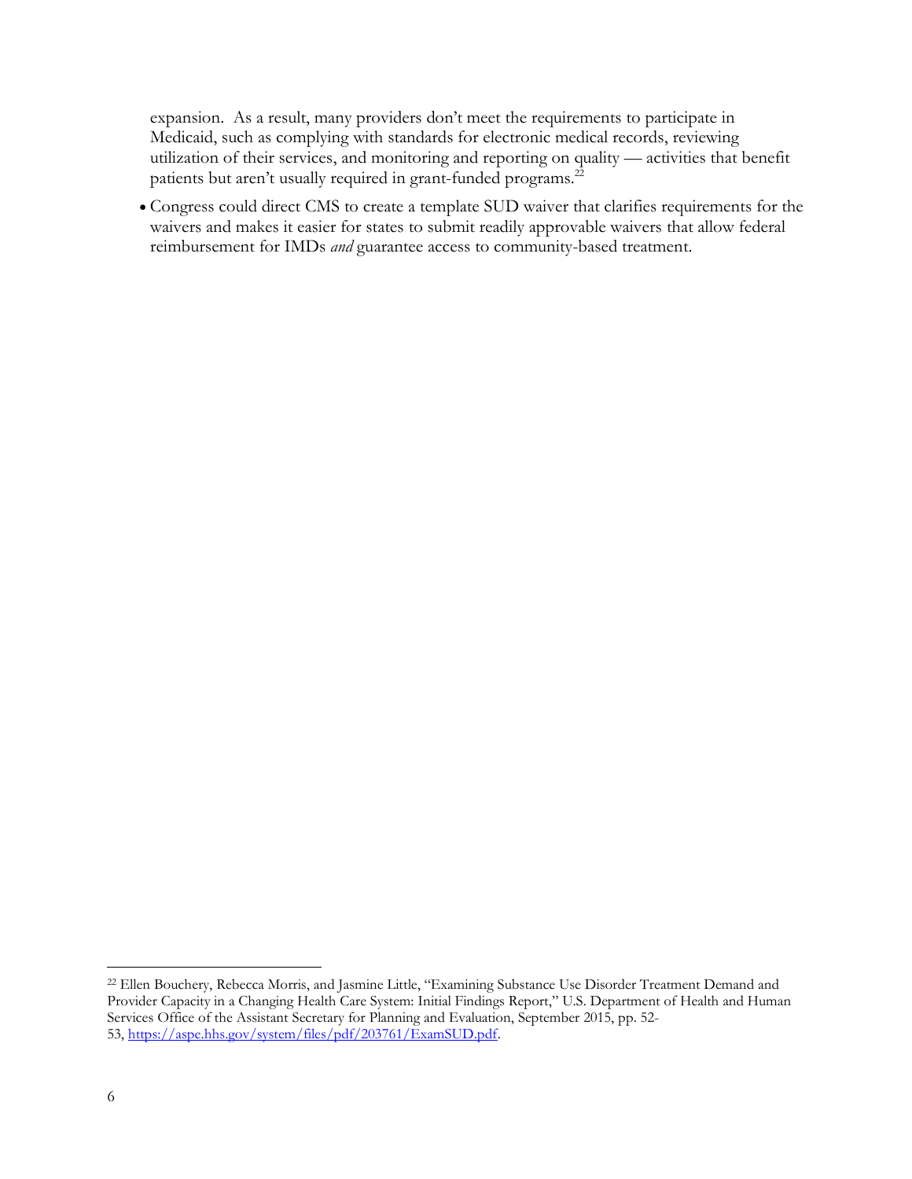expansion. As a result, many providers don't meet the requirements to participate in Medicaid, such as complying with standards for electronic medical records, reviewing utilization of their services, and monitoring and reporting on quality — activities that benefit patients but aren't usually required in grant-funded programs.[22]

- Congress could direct CMS to create a template SUD waiver that clarifies requirements for the waivers and makes it easier for states to submit readily approvable waivers that allow federal reimbursement for IMDs *and* guarantee access to community-based treatment.

---

[22] Ellen Bouchery, Rebecca Morris, and Jasmine Little, "Examining Substance Use Disorder Treatment Demand and Provider Capacity in a Changing Health Care System: Initial Findings Report," U.S. Department of Health and Human Services Office of the Assistant Secretary for Planning and Evaluation, September 2015, pp. 52-53, https://aspe.hhs.gov/system/files/pdf/203761/ExamSUD.pdf.